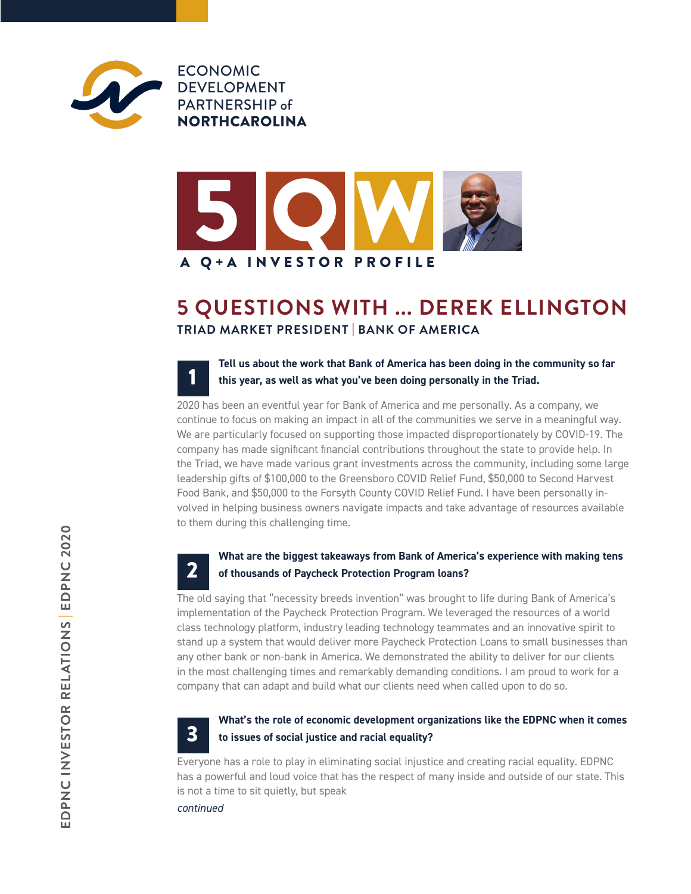ECONOMIC DEVELOPMENT PARTNERSHIP of **NORTHCAROLINA**

5QW

A Q+A INVESTOR PROFILE

# 5 QUESTIONS WITH … DEREK ELLINGTON

## TRIAD MARKET PRESIDENT | BANK OF AMERICA

### 1 Tell us about the work that Bank of America has been doing in the community so far this year, as well as what you've been doing personally in the Triad.

2020 has been an eventful year for Bank of America and me personally. As a company, we continue to focus on making an impact in all of the communities we serve in a meaningful way. We are particularly focused on supporting those impacted disproportionately by COVID-19. The company has made significant financial contributions throughout the state to provide help. In the Triad, we have made various grant investments across the community, including some large leadership gifts of $100,000 to the Greensboro COVID Relief Fund, $50,000 to Second Harvest Food Bank, and $50,000 to the Forsyth County COVID Relief Fund. I have been personally involved in helping business owners navigate impacts and take advantage of resources available to them during this challenging time.

### 2 What are the biggest takeaways from Bank of America's experience with making tens of thousands of Paycheck Protection Program loans?

The old saying that "necessity breeds invention" was brought to life during Bank of America's implementation of the Paycheck Protection Program. We leveraged the resources of a world class technology platform, industry leading technology teammates and an innovative spirit to stand up a system that would deliver more Paycheck Protection Loans to small businesses than any other bank or non-bank in America. We demonstrated the ability to deliver for our clients in the most challenging times and remarkably demanding conditions. I am proud to work for a company that can adapt and build what our clients need when called upon to do so.

### 3 What's the role of economic development organizations like the EDPNC when it comes to issues of social justice and racial equality?

Everyone has a role to play in eliminating social injustice and creating racial equality. EDPNC has a powerful and loud voice that has the respect of many inside and outside of our state. This is not a time to sit quietly, but speak

*continued*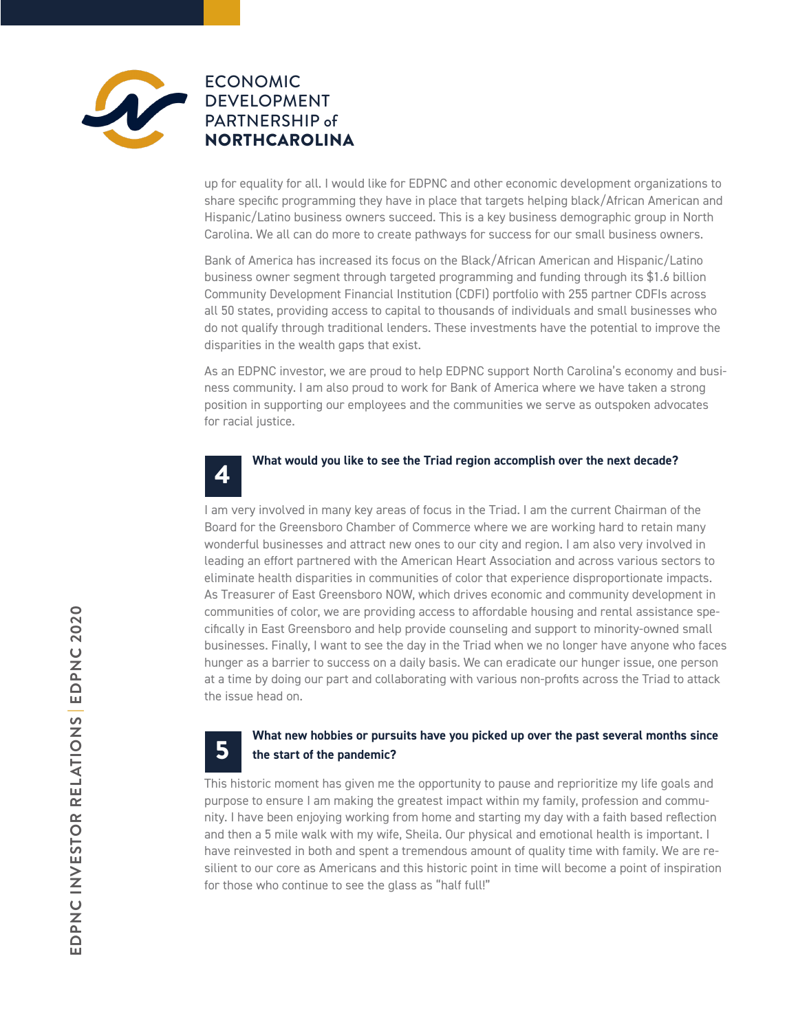up for equality for all. I would like for EDPNC and other economic development organizations to share specific programming they have in place that targets helping black/African American and Hispanic/Latino business owners succeed. This is a key business demographic group in North Carolina. We all can do more to create pathways for success for our small business owners.

Bank of America has increased its focus on the Black/African American and Hispanic/Latino business owner segment through targeted programming and funding through its $1.6 billion Community Development Financial Institution (CDFI) portfolio with 255 partner CDFIs across all 50 states, providing access to capital to thousands of individuals and small businesses who do not qualify through traditional lenders. These investments have the potential to improve the disparities in the wealth gaps that exist.

As an EDPNC investor, we are proud to help EDPNC support North Carolina's economy and business community. I am also proud to work for Bank of America where we have taken a strong position in supporting our employees and the communities we serve as outspoken advocates for racial justice.

### 4 What would you like to see the Triad region accomplish over the next decade?

I am very involved in many key areas of focus in the Triad. I am the current Chairman of the Board for the Greensboro Chamber of Commerce where we are working hard to retain many wonderful businesses and attract new ones to our city and region. I am also very involved in leading an effort partnered with the American Heart Association and across various sectors to eliminate health disparities in communities of color that experience disproportionate impacts. As Treasurer of East Greensboro NOW, which drives economic and community development in communities of color, we are providing access to affordable housing and rental assistance specifically in East Greensboro and help provide counseling and support to minority-owned small businesses. Finally, I want to see the day in the Triad when we no longer have anyone who faces hunger as a barrier to success on a daily basis. We can eradicate our hunger issue, one person at a time by doing our part and collaborating with various non-profits across the Triad to attack the issue head on.

### 5 What new hobbies or pursuits have you picked up over the past several months since the start of the pandemic?

This historic moment has given me the opportunity to pause and reprioritize my life goals and purpose to ensure I am making the greatest impact within my family, profession and community. I have been enjoying working from home and starting my day with a faith based reflection and then a 5 mile walk with my wife, Sheila. Our physical and emotional health is important. I have reinvested in both and spent a tremendous amount of quality time with family. We are resilient to our core as Americans and this historic point in time will become a point of inspiration for those who continue to see the glass as "half full!"